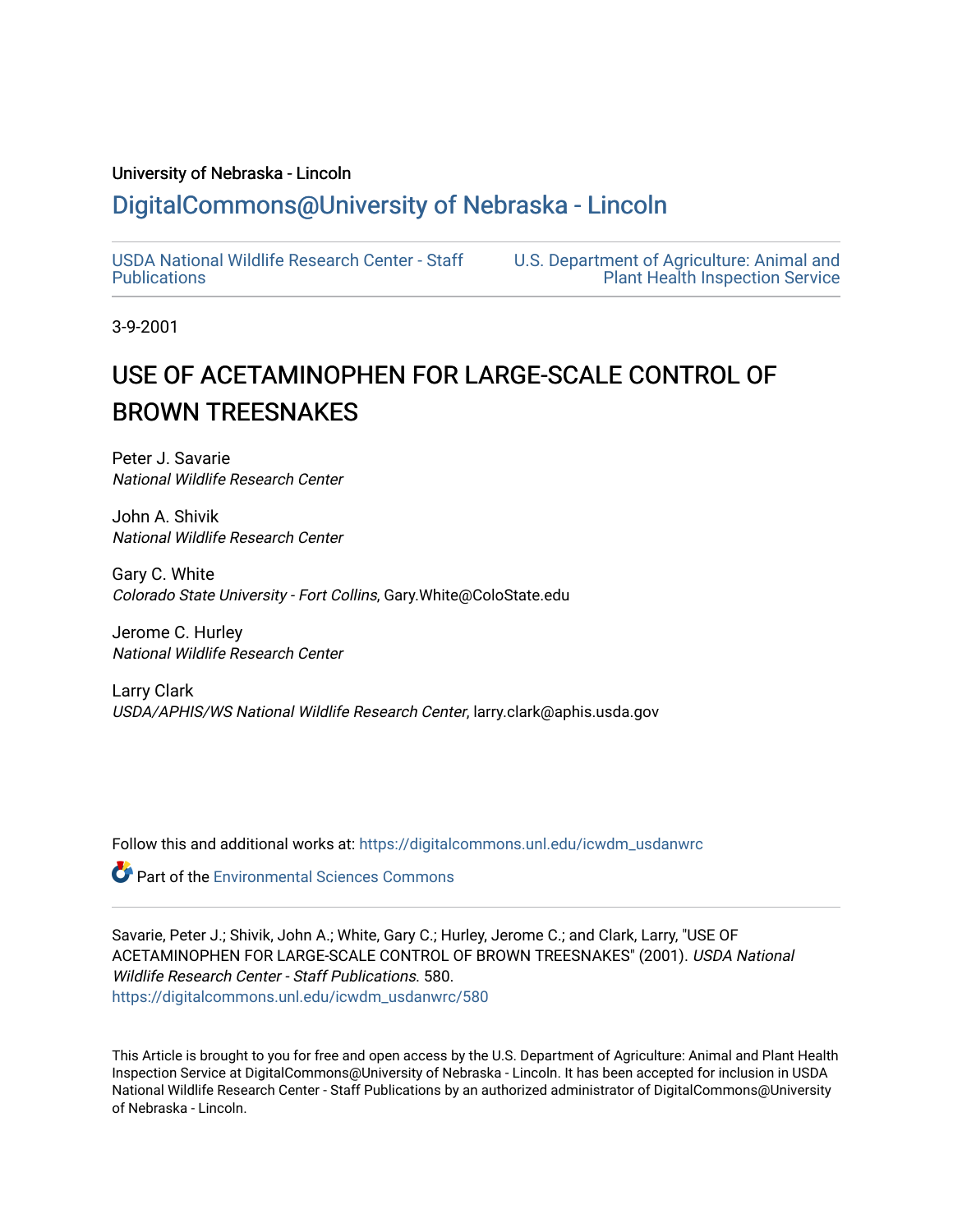University of Nebraska - Lincoln

## DigitalCommons@University of Nebraska - Lincoln

USDA National Wildlife Research Center - Staff Publications

U.S. Department of Agriculture: Animal and Plant Health Inspection Service

3-9-2001

# USE OF ACETAMINOPHEN FOR LARGE-SCALE CONTROL OF BROWN TREESNAKES

Peter J. Savarie
*National Wildlife Research Center*

John A. Shivik
*National Wildlife Research Center*

Gary C. White
*Colorado State University - Fort Collins*, Gary.White@ColoState.edu

Jerome C. Hurley
*National Wildlife Research Center*

Larry Clark
*USDA/APHIS/WS National Wildlife Research Center*, larry.clark@aphis.usda.gov

Follow this and additional works at: https://digitalcommons.unl.edu/icwdm_usdanwrc

Part of the Environmental Sciences Commons

Savarie, Peter J.; Shivik, John A.; White, Gary C.; Hurley, Jerome C.; and Clark, Larry, "USE OF ACETAMINOPHEN FOR LARGE-SCALE CONTROL OF BROWN TREESNAKES" (2001). *USDA National Wildlife Research Center - Staff Publications*. 580.
https://digitalcommons.unl.edu/icwdm_usdanwrc/580

This Article is brought to you for free and open access by the U.S. Department of Agriculture: Animal and Plant Health Inspection Service at DigitalCommons@University of Nebraska - Lincoln. It has been accepted for inclusion in USDA National Wildlife Research Center - Staff Publications by an authorized administrator of DigitalCommons@University of Nebraska - Lincoln.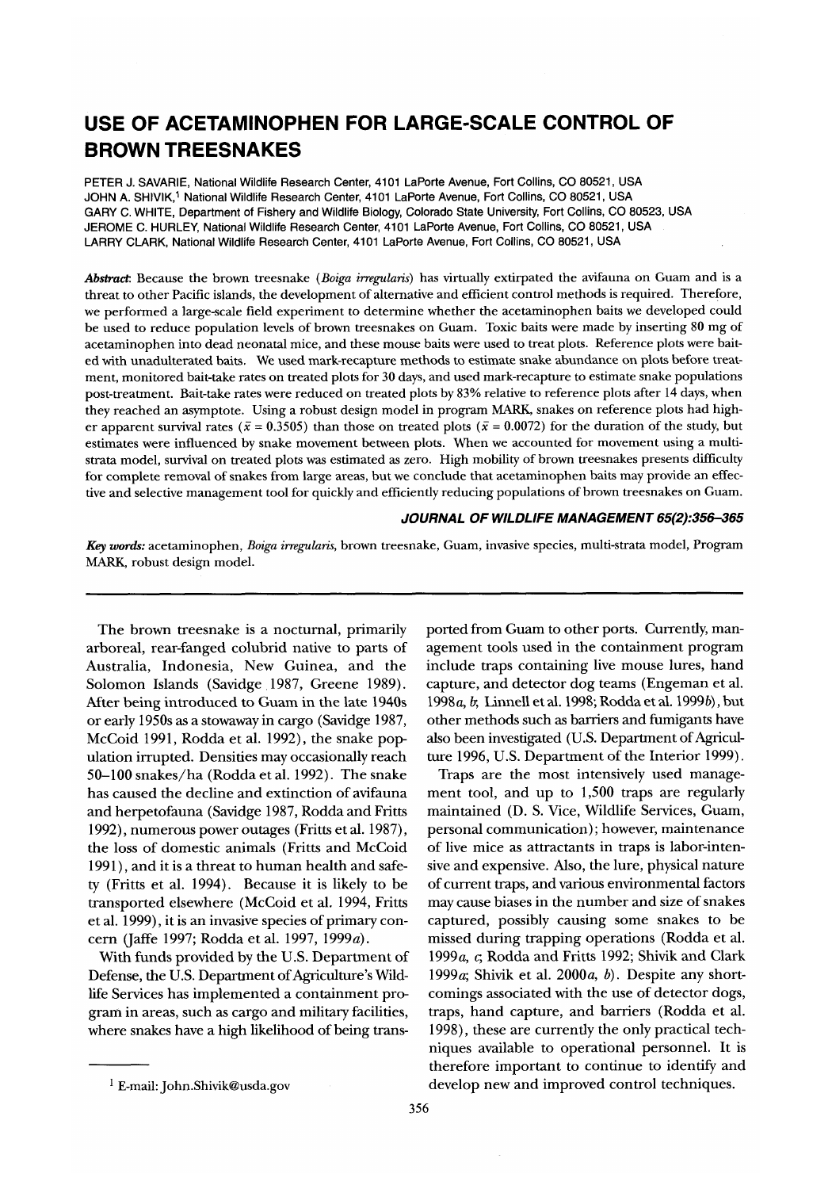# USE OF ACETAMINOPHEN FOR LARGE-SCALE CONTROL OF BROWN TREESNAKES

PETER J. SAVARIE, National Wildlife Research Center, 4101 LaPorte Avenue, Fort Collins, CO 80521, USA
JOHN A. SHIVIK,[1] National Wildlife Research Center, 4101 LaPorte Avenue, Fort Collins, CO 80521, USA
GARY C. WHITE, Department of Fishery and Wildlife Biology, Colorado State University, Fort Collins, CO 80523, USA
JEROME C. HURLEY, National Wildlife Research Center, 4101 LaPorte Avenue, Fort Collins, CO 80521, USA
LARRY CLARK, National Wildlife Research Center, 4101 LaPorte Avenue, Fort Collins, CO 80521, USA

***Abstract***: Because the brown treesnake (*Boiga irregularis*) has virtually extirpated the avifauna on Guam and is a threat to other Pacific islands, the development of alternative and efficient control methods is required. Therefore, we performed a large-scale field experiment to determine whether the acetaminophen baits we developed could be used to reduce population levels of brown treesnakes on Guam. Toxic baits were made by inserting 80 mg of acetaminophen into dead neonatal mice, and these mouse baits were used to treat plots. Reference plots were baited with unadulterated baits. We used mark-recapture methods to estimate snake abundance on plots before treatment, monitored bait-take rates on treated plots for 30 days, and used mark-recapture to estimate snake populations post-treatment. Bait-take rates were reduced on treated plots by 83% relative to reference plots after 14 days, when they reached an asymptote. Using a robust design model in program MARK, snakes on reference plots had higher apparent survival rates ($\bar{x} = 0.3505$) than those on treated plots ($\bar{x} = 0.0072$) for the duration of the study, but estimates were influenced by snake movement between plots. When we accounted for movement using a multi-strata model, survival on treated plots was estimated as zero. High mobility of brown treesnakes presents difficulty for complete removal of snakes from large areas, but we conclude that acetaminophen baits may provide an effective and selective management tool for quickly and efficiently reducing populations of brown treesnakes on Guam.

***JOURNAL OF WILDLIFE MANAGEMENT 65(2):356–365***

***Key words:*** acetaminophen, *Boiga irregularis*, brown treesnake, Guam, invasive species, multi-strata model, Program MARK, robust design model.

---

The brown treesnake is a nocturnal, primarily arboreal, rear-fanged colubrid native to parts of Australia, Indonesia, New Guinea, and the Solomon Islands (Savidge 1987, Greene 1989). After being introduced to Guam in the late 1940s or early 1950s as a stowaway in cargo (Savidge 1987, McCoid 1991, Rodda et al. 1992), the snake population irrupted. Densities may occasionally reach 50–100 snakes/ha (Rodda et al. 1992). The snake has caused the decline and extinction of avifauna and herpetofauna (Savidge 1987, Rodda and Fritts 1992), numerous power outages (Fritts et al. 1987), the loss of domestic animals (Fritts and McCoid 1991), and it is a threat to human health and safety (Fritts et al. 1994). Because it is likely to be transported elsewhere (McCoid et al. 1994, Fritts et al. 1999), it is an invasive species of primary concern (Jaffe 1997; Rodda et al. 1997, 1999*a*).

With funds provided by the U.S. Department of Defense, the U.S. Department of Agriculture's Wildlife Services has implemented a containment program in areas, such as cargo and military facilities, where snakes have a high likelihood of being transported from Guam to other ports. Currently, management tools used in the containment program include traps containing live mouse lures, hand capture, and detector dog teams (Engeman et al. 1998*a*, *b*; Linnell et al. 1998; Rodda et al. 1999*b*), but other methods such as barriers and fumigants have also been investigated (U.S. Department of Agriculture 1996, U.S. Department of the Interior 1999).

Traps are the most intensively used management tool, and up to 1,500 traps are regularly maintained (D. S. Vice, Wildlife Services, Guam, personal communication); however, maintenance of live mice as attractants in traps is labor-intensive and expensive. Also, the lure, physical nature of current traps, and various environmental factors may cause biases in the number and size of snakes captured, possibly causing some snakes to be missed during trapping operations (Rodda et al. 1999*a*, *c*; Rodda and Fritts 1992; Shivik and Clark 1999*a*; Shivik et al. 2000*a*, *b*). Despite any shortcomings associated with the use of detector dogs, traps, hand capture, and barriers (Rodda et al. 1998), these are currently the only practical techniques available to operational personnel. It is therefore important to continue to identify and develop new and improved control techniques.

[1] E-mail: John.Shivik@usda.gov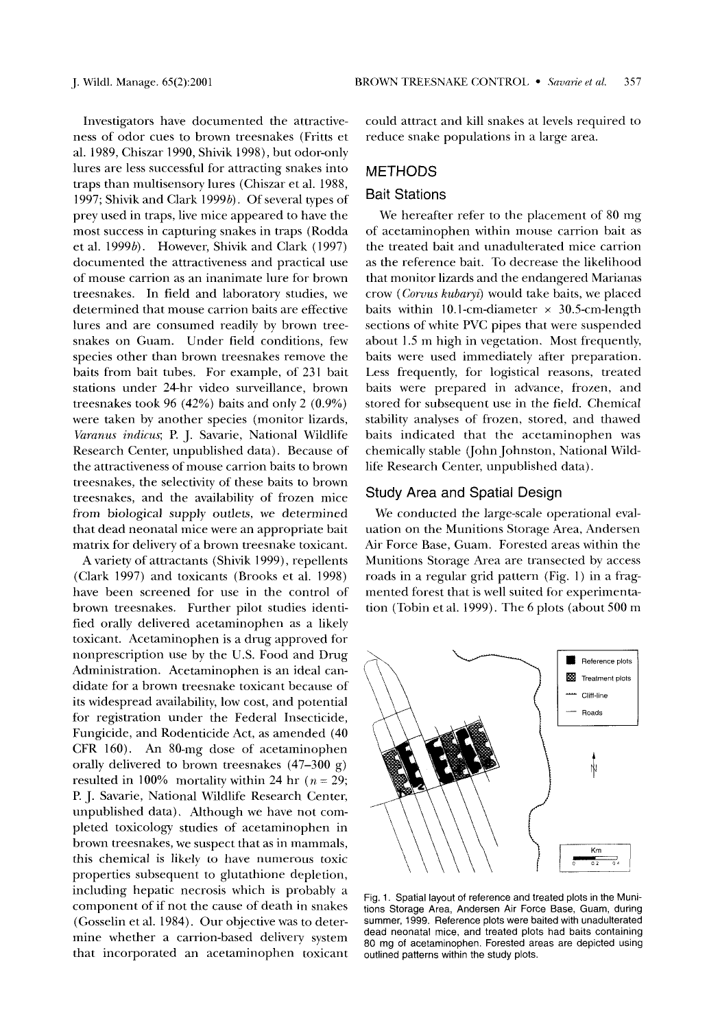Investigators have documented the attractiveness of odor cues to brown treesnakes (Fritts et al. 1989, Chiszar 1990, Shivik 1998), but odor-only lures are less successful for attracting snakes into traps than multisensory lures (Chiszar et al. 1988, 1997; Shivik and Clark 1999*b*). Of several types of prey used in traps, live mice appeared to have the most success in capturing snakes in traps (Rodda et al. 1999*b*). However, Shivik and Clark (1997) documented the attractiveness and practical use of mouse carrion as an inanimate lure for brown treesnakes. In field and laboratory studies, we determined that mouse carrion baits are effective lures and are consumed readily by brown treesnakes on Guam. Under field conditions, few species other than brown treesnakes remove the baits from bait tubes. For example, of 231 bait stations under 24-hr video surveillance, brown treesnakes took 96 (42%) baits and only 2 (0.9%) were taken by another species (monitor lizards, *Varanus indicus*; P. J. Savarie, National Wildlife Research Center, unpublished data). Because of the attractiveness of mouse carrion baits to brown treesnakes, the selectivity of these baits to brown treesnakes, and the availability of frozen mice from biological supply outlets, we determined that dead neonatal mice were an appropriate bait matrix for delivery of a brown treesnake toxicant.

A variety of attractants (Shivik 1999), repellents (Clark 1997) and toxicants (Brooks et al. 1998) have been screened for use in the control of brown treesnakes. Further pilot studies identified orally delivered acetaminophen as a likely toxicant. Acetaminophen is a drug approved for nonprescription use by the U.S. Food and Drug Administration. Acetaminophen is an ideal candidate for a brown treesnake toxicant because of its widespread availability, low cost, and potential for registration under the Federal Insecticide, Fungicide, and Rodenticide Act, as amended (40 CFR 160). An 80-mg dose of acetaminophen orally delivered to brown treesnakes (47–300 g) resulted in 100% mortality within 24 hr ($n = 29$; P. J. Savarie, National Wildlife Research Center, unpublished data). Although we have not completed toxicology studies of acetaminophen in brown treesnakes, we suspect that as in mammals, this chemical is likely to have numerous toxic properties subsequent to glutathione depletion, including hepatic necrosis which is probably a component of if not the cause of death in snakes (Gosselin et al. 1984). Our objective was to determine whether a carrion-based delivery system that incorporated an acetaminophen toxicant could attract and kill snakes at levels required to reduce snake populations in a large area.

## METHODS

### Bait Stations

We hereafter refer to the placement of 80 mg of acetaminophen within mouse carrion bait as the treated bait and unadulterated mice carrion as the reference bait. To decrease the likelihood that monitor lizards and the endangered Marianas crow (*Corvus kubaryi*) would take baits, we placed baits within 10.1-cm-diameter × 30.5-cm-length sections of white PVC pipes that were suspended about 1.5 m high in vegetation. Most frequently, baits were used immediately after preparation. Less frequently, for logistical reasons, treated baits were prepared in advance, frozen, and stored for subsequent use in the field. Chemical stability analyses of frozen, stored, and thawed baits indicated that the acetaminophen was chemically stable (John Johnston, National Wildlife Research Center, unpublished data).

### Study Area and Spatial Design

We conducted the large-scale operational evaluation on the Munitions Storage Area, Andersen Air Force Base, Guam. Forested areas within the Munitions Storage Area are transected by access roads in a regular grid pattern (Fig. 1) in a fragmented forest that is well suited for experimentation (Tobin et al. 1999). The 6 plots (about 500 m

Fig. 1. Spatial layout of reference and treated plots in the Munitions Storage Area, Andersen Air Force Base, Guam, during summer, 1999. Reference plots were baited with unadulterated dead neonatal mice, and treated plots had baits containing 80 mg of acetaminophen. Forested areas are depicted using outlined patterns within the study plots.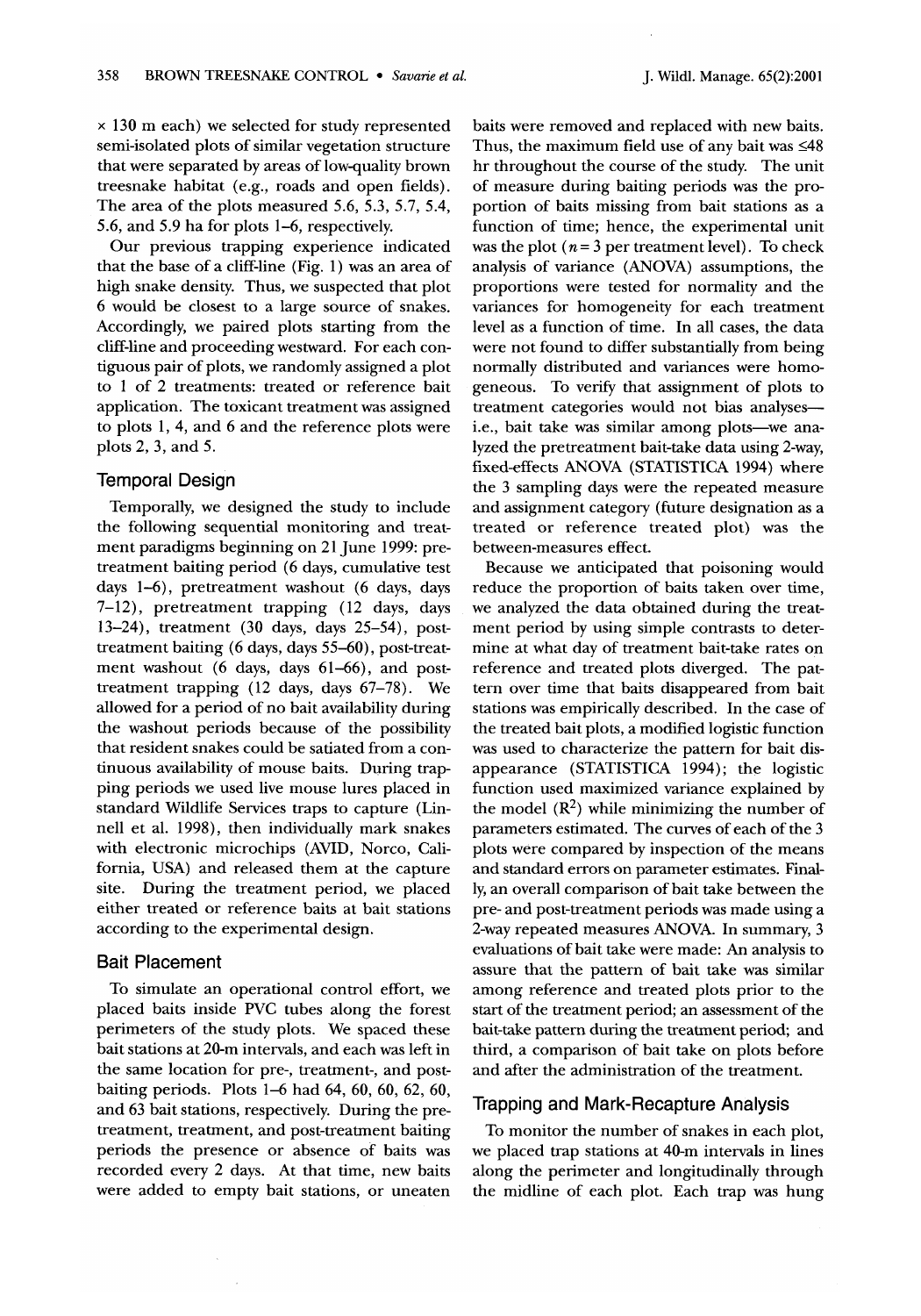× 130 m each) we selected for study represented semi-isolated plots of similar vegetation structure that were separated by areas of low-quality brown treesnake habitat (e.g., roads and open fields). The area of the plots measured 5.6, 5.3, 5.7, 5.4, 5.6, and 5.9 ha for plots 1–6, respectively.

Our previous trapping experience indicated that the base of a cliff-line (Fig. 1) was an area of high snake density. Thus, we suspected that plot 6 would be closest to a large source of snakes. Accordingly, we paired plots starting from the cliff-line and proceeding westward. For each contiguous pair of plots, we randomly assigned a plot to 1 of 2 treatments: treated or reference bait application. The toxicant treatment was assigned to plots 1, 4, and 6 and the reference plots were plots 2, 3, and 5.

## Temporal Design

Temporally, we designed the study to include the following sequential monitoring and treatment paradigms beginning on 21 June 1999: pretreatment baiting period (6 days, cumulative test days 1–6), pretreatment washout (6 days, days 7–12), pretreatment trapping (12 days, days 13–24), treatment (30 days, days 25–54), post-treatment baiting (6 days, days 55–60), post-treatment washout (6 days, days 61–66), and post-treatment trapping (12 days, days 67–78). We allowed for a period of no bait availability during the washout periods because of the possibility that resident snakes could be satiated from a continuous availability of mouse baits. During trapping periods we used live mouse lures placed in standard Wildlife Services traps to capture (Linnell et al. 1998), then individually mark snakes with electronic microchips (AVID, Norco, California, USA) and released them at the capture site. During the treatment period, we placed either treated or reference baits at bait stations according to the experimental design.

## Bait Placement

To simulate an operational control effort, we placed baits inside PVC tubes along the forest perimeters of the study plots. We spaced these bait stations at 20-m intervals, and each was left in the same location for pre-, treatment-, and post-baiting periods. Plots 1–6 had 64, 60, 60, 62, 60, and 63 bait stations, respectively. During the pretreatment, treatment, and post-treatment baiting periods the presence or absence of baits was recorded every 2 days. At that time, new baits were added to empty bait stations, or uneaten baits were removed and replaced with new baits. Thus, the maximum field use of any bait was ≤48 hr throughout the course of the study. The unit of measure during baiting periods was the proportion of baits missing from bait stations as a function of time; hence, the experimental unit was the plot ($n = 3$ per treatment level). To check analysis of variance (ANOVA) assumptions, the proportions were tested for normality and the variances for homogeneity for each treatment level as a function of time. In all cases, the data were not found to differ substantially from being normally distributed and variances were homogeneous. To verify that assignment of plots to treatment categories would not bias analyses—i.e., bait take was similar among plots—we analyzed the pretreatment bait-take data using 2-way, fixed-effects ANOVA (STATISTICA 1994) where the 3 sampling days were the repeated measure and assignment category (future designation as a treated or reference treated plot) was the between-measures effect.

Because we anticipated that poisoning would reduce the proportion of baits taken over time, we analyzed the data obtained during the treatment period by using simple contrasts to determine at what day of treatment bait-take rates on reference and treated plots diverged. The pattern over time that baits disappeared from bait stations was empirically described. In the case of the treated bait plots, a modified logistic function was used to characterize the pattern for bait disappearance (STATISTICA 1994); the logistic function used maximized variance explained by the model ($R^2$) while minimizing the number of parameters estimated. The curves of each of the 3 plots were compared by inspection of the means and standard errors on parameter estimates. Finally, an overall comparison of bait take between the pre- and post-treatment periods was made using a 2-way repeated measures ANOVA. In summary, 3 evaluations of bait take were made: An analysis to assure that the pattern of bait take was similar among reference and treated plots prior to the start of the treatment period; an assessment of the bait-take pattern during the treatment period; and third, a comparison of bait take on plots before and after the administration of the treatment.

## Trapping and Mark-Recapture Analysis

To monitor the number of snakes in each plot, we placed trap stations at 40-m intervals in lines along the perimeter and longitudinally through the midline of each plot. Each trap was hung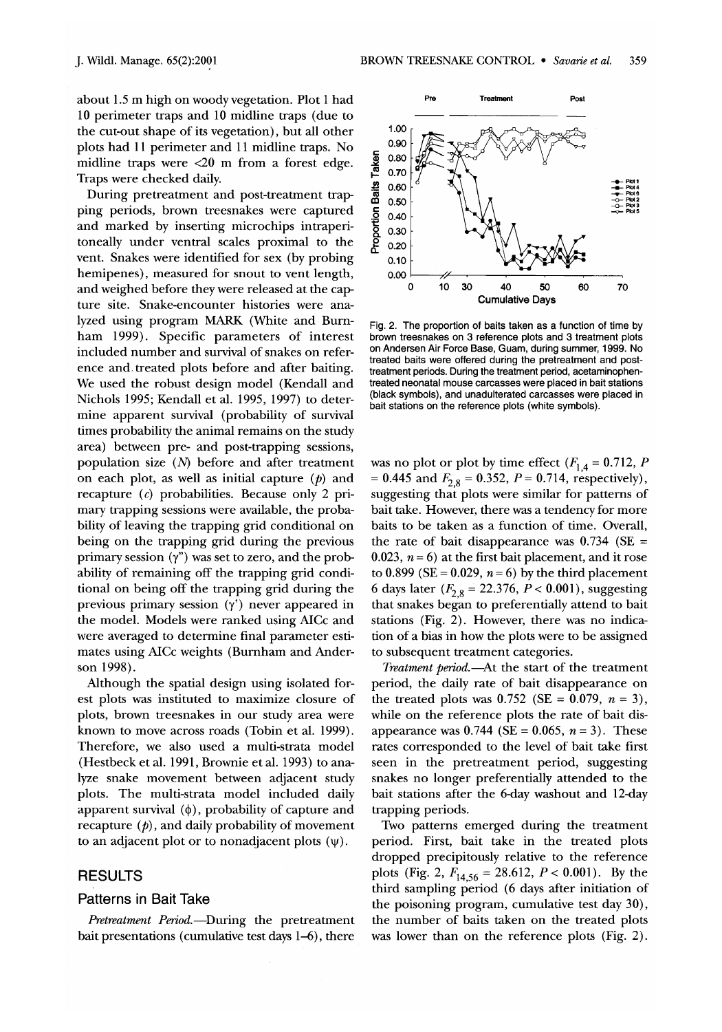about 1.5 m high on woody vegetation. Plot 1 had 10 perimeter traps and 10 midline traps (due to the cut-out shape of its vegetation), but all other plots had 11 perimeter and 11 midline traps. No midline traps were <20 m from a forest edge. Traps were checked daily.

During pretreatment and post-treatment trapping periods, brown treesnakes were captured and marked by inserting microchips intraperitoneally under ventral scales proximal to the vent. Snakes were identified for sex (by probing hemipenes), measured for snout to vent length, and weighed before they were released at the capture site. Snake-encounter histories were analyzed using program MARK (White and Burnham 1999). Specific parameters of interest included number and survival of snakes on reference and treated plots before and after baiting. We used the robust design model (Kendall and Nichols 1995; Kendall et al. 1995, 1997) to determine apparent survival (probability of survival times probability the animal remains on the study area) between pre- and post-trapping sessions, population size ($N$) before and after treatment on each plot, as well as initial capture ($p$) and recapture ($c$) probabilities. Because only 2 primary trapping sessions were available, the probability of leaving the trapping grid conditional on being on the trapping grid during the previous primary session ($\gamma''$) was set to zero, and the probability of remaining off the trapping grid conditional on being off the trapping grid during the previous primary session ($\gamma'$) never appeared in the model. Models were ranked using AICc and were averaged to determine final parameter estimates using AICc weights (Burnham and Anderson 1998).

Although the spatial design using isolated forest plots was instituted to maximize closure of plots, brown treesnakes in our study area were known to move across roads (Tobin et al. 1999). Therefore, we also used a multi-strata model (Hestbeck et al. 1991, Brownie et al. 1993) to analyze snake movement between adjacent study plots. The multi-strata model included daily apparent survival ($\phi$), probability of capture and recapture ($p$), and daily probability of movement to an adjacent plot or to nonadjacent plots ($\psi$).

## RESULTS

### Patterns in Bait Take

*Pretreatment Period.*—During the pretreatment bait presentations (cumulative test days 1–6), there was no plot or plot by time effect ($F_{1,4} = 0.712$, $P = 0.445$ and $F_{2,8} = 0.352$, $P = 0.714$, respectively), suggesting that plots were similar for patterns of bait take. However, there was a tendency for more baits to be taken as a function of time. Overall, the rate of bait disappearance was 0.734 (SE = 0.023, $n = 6$) at the first bait placement, and it rose to 0.899 (SE = 0.029, $n = 6$) by the third placement 6 days later ($F_{2,8} = 22.376$, $P < 0.001$), suggesting that snakes began to preferentially attend to bait stations (Fig. 2). However, there was no indication of a bias in how the plots were to be assigned to subsequent treatment categories.

*Treatment period.*—At the start of the treatment period, the daily rate of bait disappearance on the treated plots was 0.752 (SE = 0.079, $n = 3$), while on the reference plots the rate of bait disappearance was 0.744 (SE = 0.065, $n = 3$). These rates corresponded to the level of bait take first seen in the pretreatment period, suggesting snakes no longer preferentially attended to the bait stations after the 6-day washout and 12-day trapping periods.

Two patterns emerged during the treatment period. First, bait take in the treated plots dropped precipitously relative to the reference plots (Fig. 2, $F_{14,56} = 28.612$, $P < 0.001$). By the third sampling period (6 days after initiation of the poisoning program, cumulative test day 30), the number of baits taken on the treated plots was lower than on the reference plots (Fig. 2).

Fig. 2. The proportion of baits taken as a function of time by brown treesnakes on 3 reference plots and 3 treatment plots on Andersen Air Force Base, Guam, during summer, 1999. No treated baits were offered during the pretreatment and post-treatment periods. During the treatment period, acetaminophen-treated neonatal mouse carcasses were placed in bait stations (black symbols), and unadulterated carcasses were placed in bait stations on the reference plots (white symbols).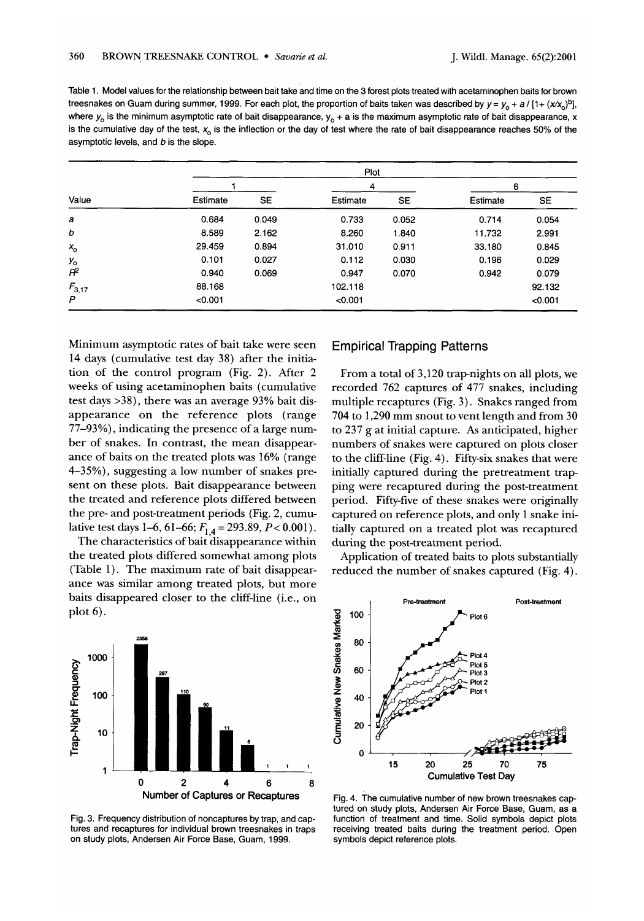Table 1. Model values for the relationship between bait take and time on the 3 forest plots treated with acetaminophen baits for brown treesnakes on Guam during summer, 1999. For each plot, the proportion of baits taken was described by $y = y_o + a / [1 + (x/x_o)^b]$, where $y_o$ is the minimum asymptotic rate of bait disappearance, $y_o + a$ is the maximum asymptotic rate of bait disappearance, x is the cumulative day of the test, $x_o$ is the inflection or the day of test where the rate of bait disappearance reaches 50% of the asymptotic levels, and $b$ is the slope.

| | Plot | | | | | |
|---|---|---|---|---|---|---|
| | 1 | | 4 | | 6 | |
| Value | Estimate | SE | Estimate | SE | Estimate | SE |
| $a$ | 0.684 | 0.049 | 0.733 | 0.052 | 0.714 | 0.054 |
| $b$ | 8.589 | 2.162 | 8.260 | 1.840 | 11.732 | 2.991 |
| $x_o$ | 29.459 | 0.894 | 31.010 | 0.911 | 33.180 | 0.845 |
| $y_o$ | 0.101 | 0.027 | 0.112 | 0.030 | 0.196 | 0.029 |
| $R^2$ | 0.940 | 0.069 | 0.947 | 0.070 | 0.942 | 0.079 |
| $F_{3,17}$ | 88.168 | | 102.118 | | | 92.132 |
| $P$ | <0.001 | | <0.001 | | | <0.001 |

Minimum asymptotic rates of bait take were seen 14 days (cumulative test day 38) after the initiation of the control program (Fig. 2). After 2 weeks of using acetaminophen baits (cumulative test days >38), there was an average 93% bait disappearance on the reference plots (range 77–93%), indicating the presence of a large number of snakes. In contrast, the mean disappearance of baits on the treated plots was 16% (range 4–35%), suggesting a low number of snakes present on these plots. Bait disappearance between the treated and reference plots differed between the pre- and post-treatment periods (Fig. 2, cumulative test days 1–6, 61–66; $F_{1,4} = 293.89$, $P < 0.001$).

The characteristics of bait disappearance within the treated plots differed somewhat among plots (Table 1). The maximum rate of bait disappearance was similar among treated plots, but more baits disappeared closer to the cliff-line (i.e., on plot 6).

Fig. 3. Frequency distribution of noncaptures by trap, and captures and recaptures for individual brown treesnakes in traps on study plots, Andersen Air Force Base, Guam, 1999.

## Empirical Trapping Patterns

From a total of 3,120 trap-nights on all plots, we recorded 762 captures of 477 snakes, including multiple recaptures (Fig. 3). Snakes ranged from 704 to 1,290 mm snout to vent length and from 30 to 237 g at initial capture. As anticipated, higher numbers of snakes were captured on plots closer to the cliff-line (Fig. 4). Fifty-six snakes that were initially captured during the pretreatment trapping were recaptured during the post-treatment period. Fifty-five of these snakes were originally captured on reference plots, and only 1 snake initially captured on a treated plot was recaptured during the post-treatment period.

Application of treated baits to plots substantially reduced the number of snakes captured (Fig. 4).

Fig. 4. The cumulative number of new brown treesnakes captured on study plots, Andersen Air Force Base, Guam, as a function of treatment and time. Solid symbols depict plots receiving treated baits during the treatment period. Open symbols depict reference plots.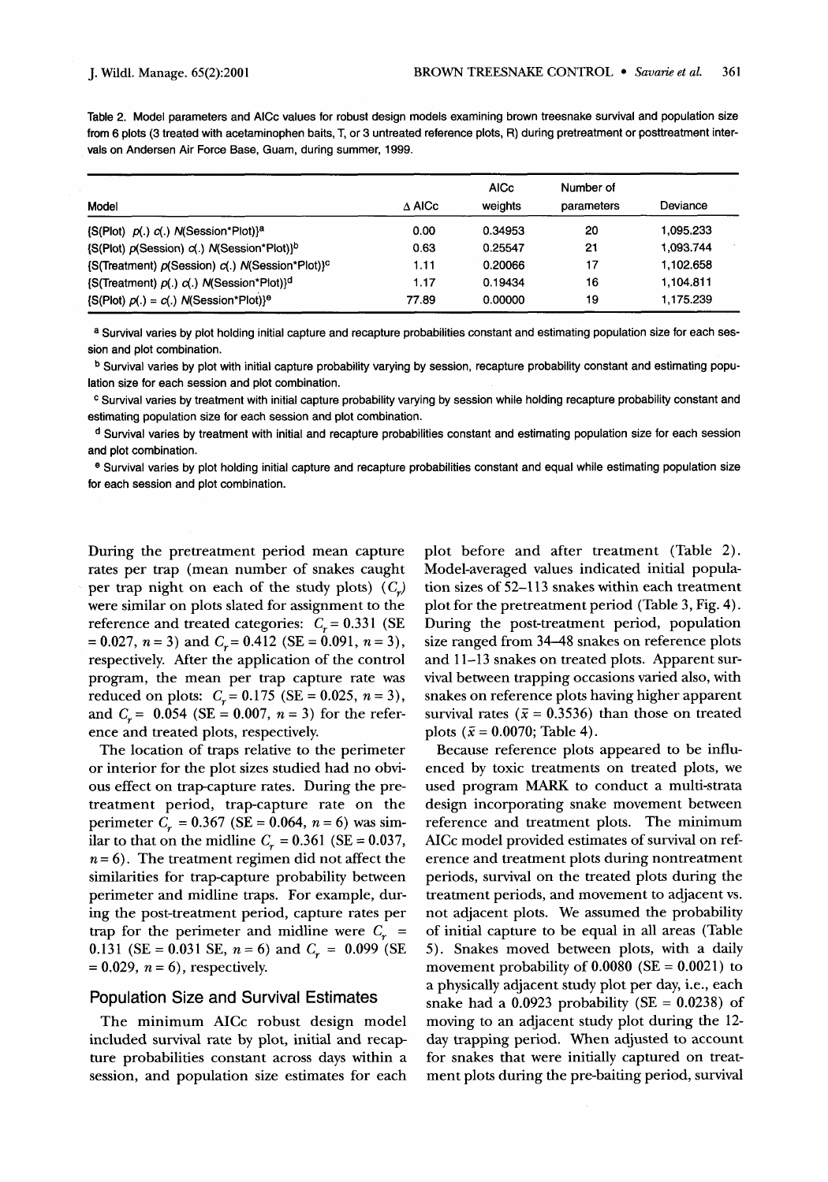Table 2. Model parameters and AICc values for robust design models examining brown treesnake survival and population size from 6 plots (3 treated with acetaminophen baits, T, or 3 untreated reference plots, R) during pretreatment or posttreatment intervals on Andersen Air Force Base, Guam, during summer, 1999.

| Model | Δ AICc | AICc weights | Number of parameters | Deviance |
|---|---|---|---|---|
| {S(Plot) *p*(.) *c*(.) *N*(Session*Plot)}[a] | 0.00 | 0.34953 | 20 | 1,095.233 |
| {S(Plot) *p*(Session) *c*(.) *N*(Session*Plot)}[b] | 0.63 | 0.25547 | 21 | 1,093.744 |
| {S(Treatment) *p*(Session) *c*(.) *N*(Session*Plot)}[c] | 1.11 | 0.20066 | 17 | 1,102.658 |
| {S(Treatment) *p*(.) *c*(.) *N*(Session*Plot)}[d] | 1.17 | 0.19434 | 16 | 1,104.811 |
| {S(Plot) *p*(.) = *c*(.) *N*(Session*Plot)}[e] | 77.89 | 0.00000 | 19 | 1,175.239 |

[a] Survival varies by plot holding initial capture and recapture probabilities constant and estimating population size for each session and plot combination.

[b] Survival varies by plot with initial capture probability varying by session, recapture probability constant and estimating population size for each session and plot combination.

[c] Survival varies by treatment with initial capture probability varying by session while holding recapture probability constant and estimating population size for each session and plot combination.

[d] Survival varies by treatment with initial and recapture probabilities constant and estimating population size for each session and plot combination.

[e] Survival varies by plot holding initial capture and recapture probabilities constant and equal while estimating population size for each session and plot combination.

During the pretreatment period mean capture rates per trap (mean number of snakes caught per trap night on each of the study plots) ($C_r$) were similar on plots slated for assignment to the reference and treated categories: $C_r = 0.331$ (SE = 0.027, $n = 3$) and $C_r = 0.412$ (SE = 0.091, $n = 3$), respectively. After the application of the control program, the mean per trap capture rate was reduced on plots: $C_r = 0.175$ (SE = 0.025, $n = 3$), and $C_r = 0.054$ (SE = 0.007, $n = 3$) for the reference and treated plots, respectively.

The location of traps relative to the perimeter or interior for the plot sizes studied had no obvious effect on trap-capture rates. During the pretreatment period, trap-capture rate on the perimeter $C_r = 0.367$ (SE = 0.064, $n = 6$) was similar to that on the midline $C_r = 0.361$ (SE = 0.037, $n = 6$). The treatment regimen did not affect the similarities for trap-capture probability between perimeter and midline traps. For example, during the post-treatment period, capture rates per trap for the perimeter and midline were $C_r = 0.131$ (SE = 0.031 SE, $n = 6$) and $C_r = 0.099$ (SE = 0.029, $n = 6$), respectively.

## Population Size and Survival Estimates

The minimum AICc robust design model included survival rate by plot, initial and recapture probabilities constant across days within a session, and population size estimates for each plot before and after treatment (Table 2). Model-averaged values indicated initial population sizes of 52–113 snakes within each treatment plot for the pretreatment period (Table 3, Fig. 4). During the post-treatment period, population size ranged from 34–48 snakes on reference plots and 11–13 snakes on treated plots. Apparent survival between trapping occasions varied also, with snakes on reference plots having higher apparent survival rates ($\bar{x} = 0.3536$) than those on treated plots ($\bar{x} = 0.0070$; Table 4).

Because reference plots appeared to be influenced by toxic treatments on treated plots, we used program MARK to conduct a multi-strata design incorporating snake movement between reference and treatment plots. The minimum AICc model provided estimates of survival on reference and treatment plots during nontreatment periods, survival on the treated plots during the treatment periods, and movement to adjacent vs. not adjacent plots. We assumed the probability of initial capture to be equal in all areas (Table 5). Snakes moved between plots, with a daily movement probability of 0.0080 (SE = 0.0021) to a physically adjacent study plot per day, i.e., each snake had a 0.0923 probability (SE = 0.0238) of moving to an adjacent study plot during the 12-day trapping period. When adjusted to account for snakes that were initially captured on treatment plots during the pre-baiting period, survival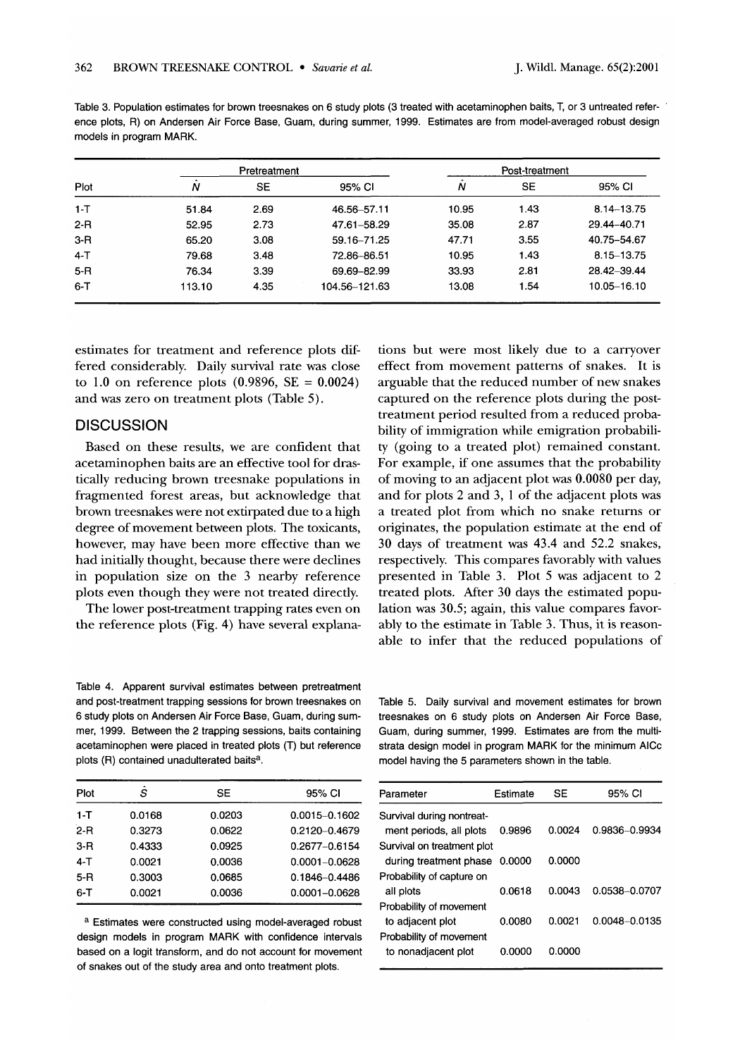Table 3. Population estimates for brown treesnakes on 6 study plots (3 treated with acetaminophen baits, T, or 3 untreated reference plots, R) on Andersen Air Force Base, Guam, during summer, 1999. Estimates are from model-averaged robust design models in program MARK.

| Plot | Pretreatment | | | Post-treatment | | |
|---|---|---|---|---|---|---|
| | $\hat{N}$ | SE | 95% CI | $\hat{N}$ | SE | 95% CI |
| 1-T | 51.84 | 2.69 | 46.56–57.11 | 10.95 | 1.43 | 8.14–13.75 |
| 2-R | 52.95 | 2.73 | 47.61–58.29 | 35.08 | 2.87 | 29.44–40.71 |
| 3-R | 65.20 | 3.08 | 59.16–71.25 | 47.71 | 3.55 | 40.75–54.67 |
| 4-T | 79.68 | 3.48 | 72.86–86.51 | 10.95 | 1.43 | 8.15–13.75 |
| 5-R | 76.34 | 3.39 | 69.69–82.99 | 33.93 | 2.81 | 28.42–39.44 |
| 6-T | 113.10 | 4.35 | 104.56–121.63 | 13.08 | 1.54 | 10.05–16.10 |

estimates for treatment and reference plots differed considerably. Daily survival rate was close to 1.0 on reference plots (0.9896, SE = 0.0024) and was zero on treatment plots (Table 5).

## DISCUSSION

Based on these results, we are confident that acetaminophen baits are an effective tool for drastically reducing brown treesnake populations in fragmented forest areas, but acknowledge that brown treesnakes were not extirpated due to a high degree of movement between plots. The toxicants, however, may have been more effective than we had initially thought, because there were declines in population size on the 3 nearby reference plots even though they were not treated directly.

The lower post-treatment trapping rates even on the reference plots (Fig. 4) have several explanations but were most likely due to a carryover effect from movement patterns of snakes. It is arguable that the reduced number of new snakes captured on the reference plots during the post-treatment period resulted from a reduced probability of immigration while emigration probability (going to a treated plot) remained constant. For example, if one assumes that the probability of moving to an adjacent plot was 0.0080 per day, and for plots 2 and 3, 1 of the adjacent plots was a treated plot from which no snake returns or originates, the population estimate at the end of 30 days of treatment was 43.4 and 52.2 snakes, respectively. This compares favorably with values presented in Table 3. Plot 5 was adjacent to 2 treated plots. After 30 days the estimated population was 30.5; again, this value compares favorably to the estimate in Table 3. Thus, it is reasonable to infer that the reduced populations of

Table 4. Apparent survival estimates between pretreatment and post-treatment trapping sessions for brown treesnakes on 6 study plots on Andersen Air Force Base, Guam, during summer, 1999. Between the 2 trapping sessions, baits containing acetaminophen were placed in treated plots (T) but reference plots (R) contained unadulterated baits[a].

| Plot | $\hat{S}$ | SE | 95% CI |
|---|---|---|---|
| 1-T | 0.0168 | 0.0203 | 0.0015–0.1602 |
| 2-R | 0.3273 | 0.0622 | 0.2120–0.4679 |
| 3-R | 0.4333 | 0.0925 | 0.2677–0.6154 |
| 4-T | 0.0021 | 0.0036 | 0.0001–0.0628 |
| 5-R | 0.3003 | 0.0685 | 0.1846–0.4486 |
| 6-T | 0.0021 | 0.0036 | 0.0001–0.0628 |

[a] Estimates were constructed using model-averaged robust design models in program MARK with confidence intervals based on a logit transform, and do not account for movement of snakes out of the study area and onto treatment plots.

Table 5. Daily survival and movement estimates for brown treesnakes on 6 study plots on Andersen Air Force Base, Guam, during summer, 1999. Estimates are from the multistrata design model in program MARK for the minimum AICc model having the 5 parameters shown in the table.

| Parameter | Estimate | SE | 95% CI |
|---|---|---|---|
| Survival during nontreatment periods, all plots | 0.9896 | 0.0024 | 0.9836–0.9934 |
| Survival on treatment plot during treatment phase | 0.0000 | 0.0000 | |
| Probability of capture on all plots | 0.0618 | 0.0043 | 0.0538–0.0707 |
| Probability of movement to adjacent plot | 0.0080 | 0.0021 | 0.0048–0.0135 |
| Probability of movement to nonadjacent plot | 0.0000 | 0.0000 | |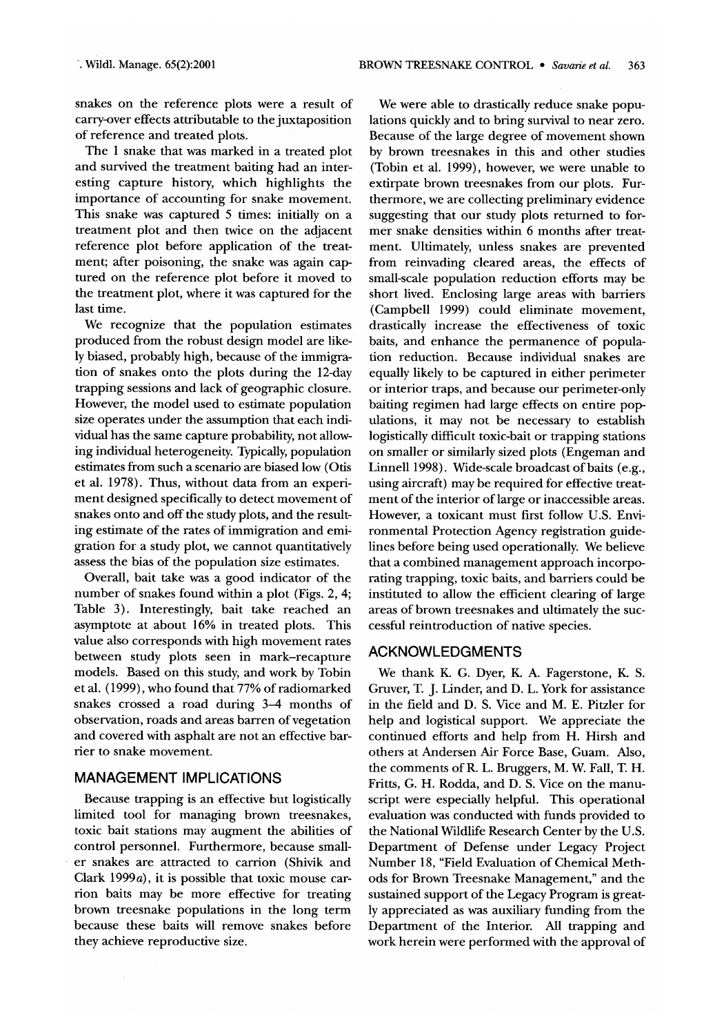snakes on the reference plots were a result of carry-over effects attributable to the juxtaposition of reference and treated plots.

The 1 snake that was marked in a treated plot and survived the treatment baiting had an interesting capture history, which highlights the importance of accounting for snake movement. This snake was captured 5 times: initially on a treatment plot and then twice on the adjacent reference plot before application of the treatment; after poisoning, the snake was again captured on the reference plot before it moved to the treatment plot, where it was captured for the last time.

We recognize that the population estimates produced from the robust design model are likely biased, probably high, because of the immigration of snakes onto the plots during the 12-day trapping sessions and lack of geographic closure. However, the model used to estimate population size operates under the assumption that each individual has the same capture probability, not allowing individual heterogeneity. Typically, population estimates from such a scenario are biased low (Otis et al. 1978). Thus, without data from an experiment designed specifically to detect movement of snakes onto and off the study plots, and the resulting estimate of the rates of immigration and emigration for a study plot, we cannot quantitatively assess the bias of the population size estimates.

Overall, bait take was a good indicator of the number of snakes found within a plot (Figs. 2, 4; Table 3). Interestingly, bait take reached an asymptote at about 16% in treated plots. This value also corresponds with high movement rates between study plots seen in mark–recapture models. Based on this study, and work by Tobin et al. (1999), who found that 77% of radiomarked snakes crossed a road during 3–4 months of observation, roads and areas barren of vegetation and covered with asphalt are not an effective barrier to snake movement.

## MANAGEMENT IMPLICATIONS

Because trapping is an effective but logistically limited tool for managing brown treesnakes, toxic bait stations may augment the abilities of control personnel. Furthermore, because smaller snakes are attracted to carrion (Shivik and Clark 1999*a*), it is possible that toxic mouse carrion baits may be more effective for treating brown treesnake populations in the long term because these baits will remove snakes before they achieve reproductive size.

We were able to drastically reduce snake populations quickly and to bring survival to near zero. Because of the large degree of movement shown by brown treesnakes in this and other studies (Tobin et al. 1999), however, we were unable to extirpate brown treesnakes from our plots. Furthermore, we are collecting preliminary evidence suggesting that our study plots returned to former snake densities within 6 months after treatment. Ultimately, unless snakes are prevented from reinvading cleared areas, the effects of small-scale population reduction efforts may be short lived. Enclosing large areas with barriers (Campbell 1999) could eliminate movement, drastically increase the effectiveness of toxic baits, and enhance the permanence of population reduction. Because individual snakes are equally likely to be captured in either perimeter or interior traps, and because our perimeter-only baiting regimen had large effects on entire populations, it may not be necessary to establish logistically difficult toxic-bait or trapping stations on smaller or similarly sized plots (Engeman and Linnell 1998). Wide-scale broadcast of baits (e.g., using aircraft) may be required for effective treatment of the interior of large or inaccessible areas. However, a toxicant must first follow U.S. Environmental Protection Agency registration guidelines before being used operationally. We believe that a combined management approach incorporating trapping, toxic baits, and barriers could be instituted to allow the efficient clearing of large areas of brown treesnakes and ultimately the successful reintroduction of native species.

## ACKNOWLEDGMENTS

We thank K. G. Dyer, K. A. Fagerstone, K. S. Gruver, T. J. Linder, and D. L. York for assistance in the field and D. S. Vice and M. E. Pitzler for help and logistical support. We appreciate the continued efforts and help from H. Hirsh and others at Andersen Air Force Base, Guam. Also, the comments of R. L. Bruggers, M. W. Fall, T. H. Fritts, G. H. Rodda, and D. S. Vice on the manuscript were especially helpful. This operational evaluation was conducted with funds provided to the National Wildlife Research Center by the U.S. Department of Defense under Legacy Project Number 18, "Field Evaluation of Chemical Methods for Brown Treesnake Management," and the sustained support of the Legacy Program is greatly appreciated as was auxiliary funding from the Department of the Interior. All trapping and work herein were performed with the approval of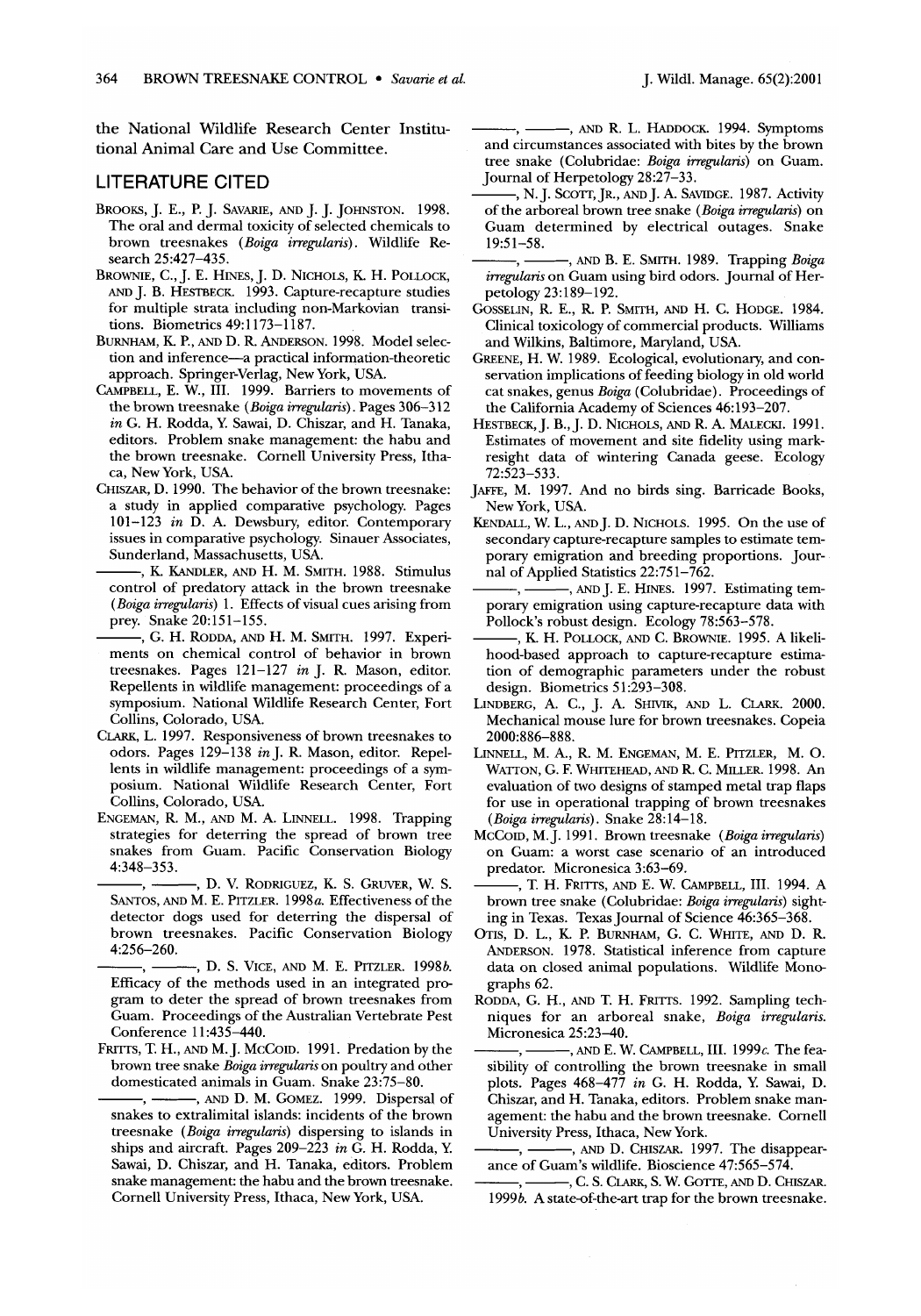the National Wildlife Research Center Institutional Animal Care and Use Committee.

## LITERATURE CITED

BROOKS, J. E., P. J. SAVARIE, AND J. J. JOHNSTON. 1998. The oral and dermal toxicity of selected chemicals to brown treesnakes (*Boiga irregularis*). Wildlife Research 25:427–435.

BROWNIE, C., J. E. HINES, J. D. NICHOLS, K. H. POLLOCK, AND J. B. HESTBECK. 1993. Capture-recapture studies for multiple strata including non-Markovian transitions. Biometrics 49:1173–1187.

BURNHAM, K. P., AND D. R. ANDERSON. 1998. Model selection and inference—a practical information-theoretic approach. Springer-Verlag, New York, USA.

CAMPBELL, E. W., III. 1999. Barriers to movements of the brown treesnake (*Boiga irregularis*). Pages 306–312 *in* G. H. Rodda, Y. Sawai, D. Chiszar, and H. Tanaka, editors. Problem snake management: the habu and the brown treesnake. Cornell University Press, Ithaca, New York, USA.

CHISZAR, D. 1990. The behavior of the brown treesnake: a study in applied comparative psychology. Pages 101–123 *in* D. A. Dewsbury, editor. Contemporary issues in comparative psychology. Sinauer Associates, Sunderland, Massachusetts, USA.

———, K. KANDLER, AND H. M. SMITH. 1988. Stimulus control of predatory attack in the brown treesnake (*Boiga irregularis*) 1. Effects of visual cues arising from prey. Snake 20:151–155.

———, G. H. RODDA, AND H. M. SMITH. 1997. Experiments on chemical control of behavior in brown treesnakes. Pages 121–127 *in* J. R. Mason, editor. Repellents in wildlife management: proceedings of a symposium. National Wildlife Research Center, Fort Collins, Colorado, USA.

CLARK, L. 1997. Responsiveness of brown treesnakes to odors. Pages 129–138 *in* J. R. Mason, editor. Repellents in wildlife management: proceedings of a symposium. National Wildlife Research Center, Fort Collins, Colorado, USA.

ENGEMAN, R. M., AND M. A. LINNELL. 1998. Trapping strategies for deterring the spread of brown tree snakes from Guam. Pacific Conservation Biology 4:348–353.

———, ———, D. V. RODRIGUEZ, K. S. GRUVER, W. S. SANTOS, AND M. E. PITZLER. 1998*a*. Effectiveness of the detector dogs used for deterring the dispersal of brown treesnakes. Pacific Conservation Biology 4:256–260.

———, ———, D. S. VICE, AND M. E. PITZLER. 1998*b*. Efficacy of the methods used in an integrated program to deter the spread of brown treesnakes from Guam. Proceedings of the Australian Vertebrate Pest Conference 11:435–440.

FRITTS, T. H., AND M. J. MCCOID. 1991. Predation by the brown tree snake *Boiga irregularis* on poultry and other domesticated animals in Guam. Snake 23:75–80.

———, ———, AND D. M. GOMEZ. 1999. Dispersal of snakes to extralimital islands: incidents of the brown treesnake (*Boiga irregularis*) dispersing to islands in ships and aircraft. Pages 209–223 *in* G. H. Rodda, Y. Sawai, D. Chiszar, and H. Tanaka, editors. Problem snake management: the habu and the brown treesnake. Cornell University Press, Ithaca, New York, USA.

———, ———, AND R. L. HADDOCK. 1994. Symptoms and circumstances associated with bites by the brown tree snake (Colubridae: *Boiga irregularis*) on Guam. Journal of Herpetology 28:27–33.

———, N. J. SCOTT, JR., AND J. A. SAVIDGE. 1987. Activity of the arboreal brown tree snake (*Boiga irregularis*) on Guam determined by electrical outages. Snake 19:51–58.

———, ———, AND B. E. SMITH. 1989. Trapping *Boiga irregularis* on Guam using bird odors. Journal of Herpetology 23:189–192.

GOSSELIN, R. E., R. P. SMITH, AND H. C. HODGE. 1984. Clinical toxicology of commercial products. Williams and Wilkins, Baltimore, Maryland, USA.

GREENE, H. W. 1989. Ecological, evolutionary, and conservation implications of feeding biology in old world cat snakes, genus *Boiga* (Colubridae). Proceedings of the California Academy of Sciences 46:193–207.

HESTBECK, J. B., J. D. NICHOLS, AND R. A. MALECKI. 1991. Estimates of movement and site fidelity using mark-resight data of wintering Canada geese. Ecology 72:523–533.

JAFFE, M. 1997. And no birds sing. Barricade Books, New York, USA.

KENDALL, W. L., AND J. D. NICHOLS. 1995. On the use of secondary capture-recapture samples to estimate temporary emigration and breeding proportions. Journal of Applied Statistics 22:751–762.

———, ———, AND J. E. HINES. 1997. Estimating temporary emigration using capture-recapture data with Pollock's robust design. Ecology 78:563–578.

———, K. H. POLLOCK, AND C. BROWNIE. 1995. A likelihood-based approach to capture-recapture estimation of demographic parameters under the robust design. Biometrics 51:293–308.

LINDBERG, A. C., J. A. SHIVIK, AND L. CLARK. 2000. Mechanical mouse lure for brown treesnakes. Copeia 2000:886–888.

LINNELL, M. A., R. M. ENGEMAN, M. E. PITZLER, M. O. WATTON, G. F. WHITEHEAD, AND R. C. MILLER. 1998. An evaluation of two designs of stamped metal trap flaps for use in operational trapping of brown treesnakes (*Boiga irregularis*). Snake 28:14–18.

MCCOID, M. J. 1991. Brown treesnake (*Boiga irregularis*) on Guam: a worst case scenario of an introduced predator. Micronesica 3:63–69.

———, T. H. FRITTS, AND E. W. CAMPBELL, III. 1994. A brown tree snake (Colubridae: *Boiga irregularis*) sighting in Texas. Texas Journal of Science 46:365–368.

OTIS, D. L., K. P. BURNHAM, G. C. WHITE, AND D. R. ANDERSON. 1978. Statistical inference from capture data on closed animal populations. Wildlife Monographs 62.

RODDA, G. H., AND T. H. FRITTS. 1992. Sampling techniques for an arboreal snake, *Boiga irregularis*. Micronesica 25:23–40.

———, ———, AND E. W. CAMPBELL, III. 1999*c*. The feasibility of controlling the brown treesnake in small plots. Pages 468–477 *in* G. H. Rodda, Y. Sawai, D. Chiszar, and H. Tanaka, editors. Problem snake management: the habu and the brown treesnake. Cornell University Press, Ithaca, New York.

———, ———, AND D. CHISZAR. 1997. The disappearance of Guam's wildlife. Bioscience 47:565–574.

———, ———, C. S. CLARK, S. W. GOTTE, AND D. CHISZAR. 1999*b*. A state-of-the-art trap for the brown treesnake.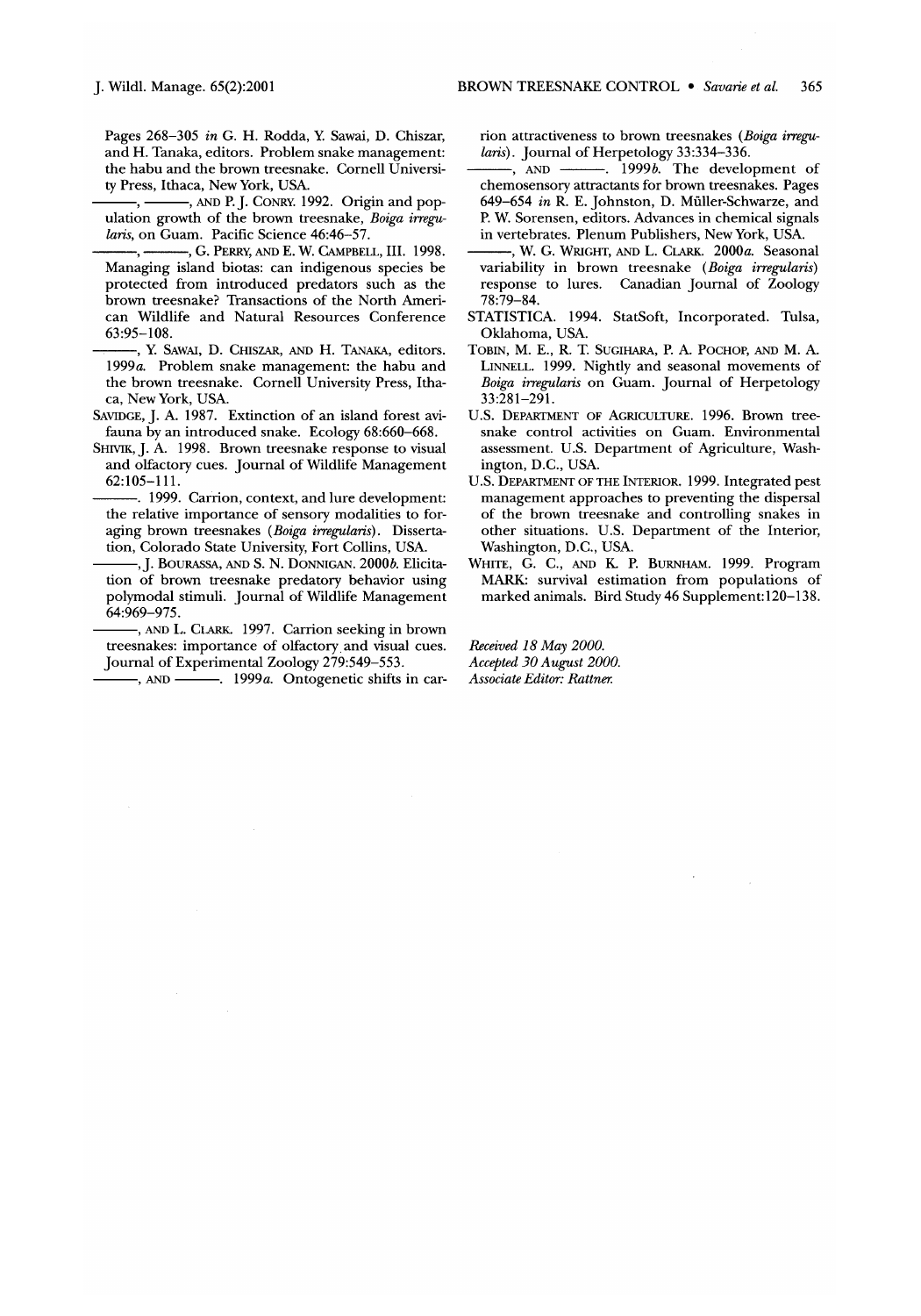Pages 268–305 *in* G. H. Rodda, Y. Sawai, D. Chiszar, and H. Tanaka, editors. Problem snake management: the habu and the brown treesnake. Cornell University Press, Ithaca, New York, USA.

———, ———, AND P. J. CONRY. 1992. Origin and population growth of the brown treesnake, *Boiga irregularis*, on Guam. Pacific Science 46:46–57.

———, ———, G. PERRY, AND E. W. CAMPBELL, III. 1998. Managing island biotas: can indigenous species be protected from introduced predators such as the brown treesnake? Transactions of the North American Wildlife and Natural Resources Conference 63:95–108.

———, Y. SAWAI, D. CHISZAR, AND H. TANAKA, editors. 1999*a*. Problem snake management: the habu and the brown treesnake. Cornell University Press, Ithaca, New York, USA.

SAVIDGE, J. A. 1987. Extinction of an island forest avifauna by an introduced snake. Ecology 68:660–668.

SHIVIK, J. A. 1998. Brown treesnake response to visual and olfactory cues. Journal of Wildlife Management 62:105–111.

———. 1999. Carrion, context, and lure development: the relative importance of sensory modalities to foraging brown treesnakes (*Boiga irregularis*). Dissertation, Colorado State University, Fort Collins, USA.

———, J. BOURASSA, AND S. N. DONNIGAN. 2000*b*. Elicitation of brown treesnake predatory behavior using polymodal stimuli. Journal of Wildlife Management 64:969–975.

———, AND L. CLARK. 1997. Carrion seeking in brown treesnakes: importance of olfactory and visual cues. Journal of Experimental Zoology 279:549–553.

———, AND ———. 1999*a*. Ontogenetic shifts in carrion attractiveness to brown treesnakes (*Boiga irregularis*). Journal of Herpetology 33:334–336.

———, AND ———. 1999*b*. The development of chemosensory attractants for brown treesnakes. Pages 649–654 *in* R. E. Johnston, D. Müller-Schwarze, and P. W. Sorensen, editors. Advances in chemical signals in vertebrates. Plenum Publishers, New York, USA.

———, W. G. WRIGHT, AND L. CLARK. 2000*a*. Seasonal variability in brown treesnake (*Boiga irregularis*) response to lures. Canadian Journal of Zoology 78:79–84.

STATISTICA. 1994. StatSoft, Incorporated. Tulsa, Oklahoma, USA.

TOBIN, M. E., R. T. SUGIHARA, P. A. POCHOP, AND M. A. LINNELL. 1999. Nightly and seasonal movements of *Boiga irregularis* on Guam. Journal of Herpetology 33:281–291.

U.S. DEPARTMENT OF AGRICULTURE. 1996. Brown treesnake control activities on Guam. Environmental assessment. U.S. Department of Agriculture, Washington, D.C., USA.

U.S. DEPARTMENT OF THE INTERIOR. 1999. Integrated pest management approaches to preventing the dispersal of the brown treesnake and controlling snakes in other situations. U.S. Department of the Interior, Washington, D.C., USA.

WHITE, G. C., AND K. P. BURNHAM. 1999. Program MARK: survival estimation from populations of marked animals. Bird Study 46 Supplement:120–138.

*Received 18 May 2000.*
*Accepted 30 August 2000.*
*Associate Editor: Rattner.*